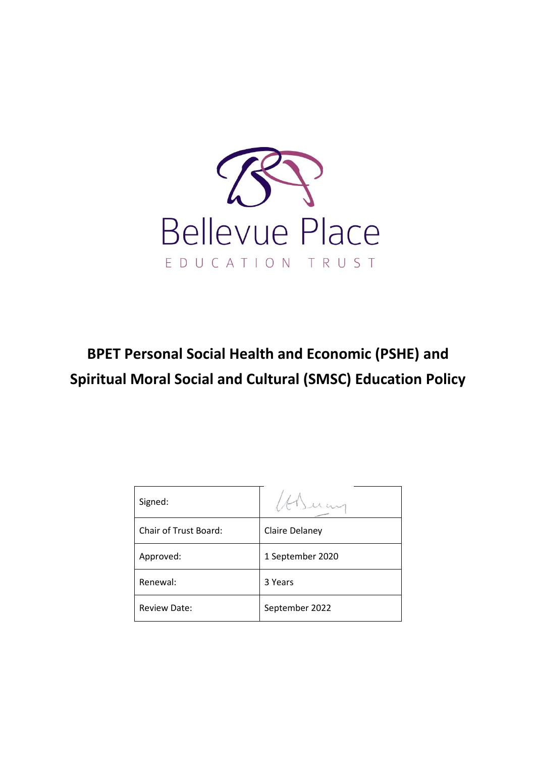Bellevue Place

EDUCATION TRUST

# BPET Personal Social Health and Economic (PSHE) and Spiritual Moral Social and Cultural (SMSC) Education Policy

| Signed: | |
|---|---|
| Chair of Trust Board: | Claire Delaney |
| Approved: | 1 September 2020 |
| Renewal: | 3 Years |
| Review Date: | September 2022 |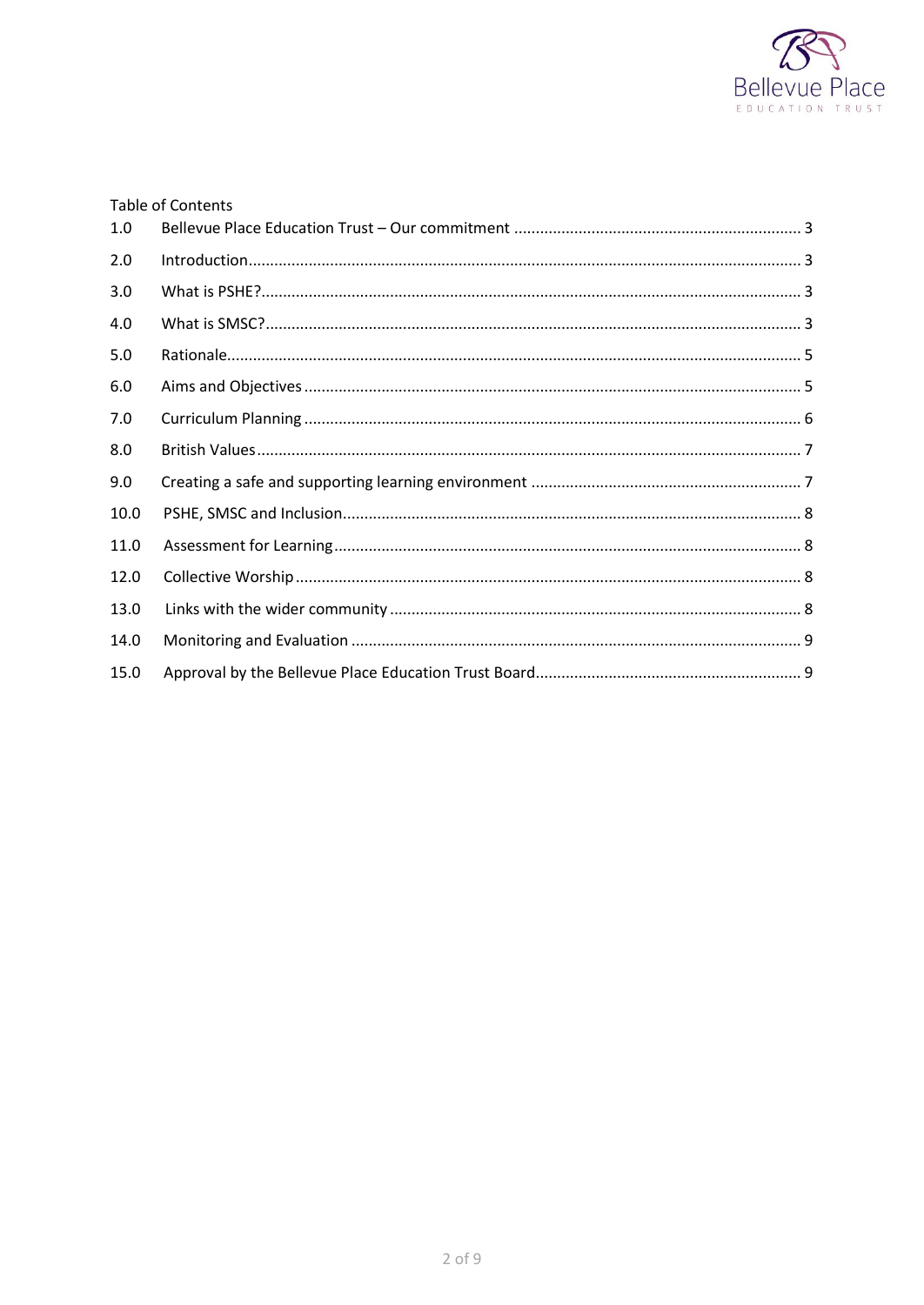Table of Contents

| | | |
|---|---|---|
| 1.0 | Bellevue Place Education Trust – Our commitment | 3 |
| 2.0 | Introduction | 3 |
| 3.0 | What is PSHE? | 3 |
| 4.0 | What is SMSC? | 3 |
| 5.0 | Rationale | 5 |
| 6.0 | Aims and Objectives | 5 |
| 7.0 | Curriculum Planning | 6 |
| 8.0 | British Values | 7 |
| 9.0 | Creating a safe and supporting learning environment | 7 |
| 10.0 | PSHE, SMSC and Inclusion | 8 |
| 11.0 | Assessment for Learning | 8 |
| 12.0 | Collective Worship | 8 |
| 13.0 | Links with the wider community | 8 |
| 14.0 | Monitoring and Evaluation | 9 |
| 15.0 | Approval by the Bellevue Place Education Trust Board | 9 |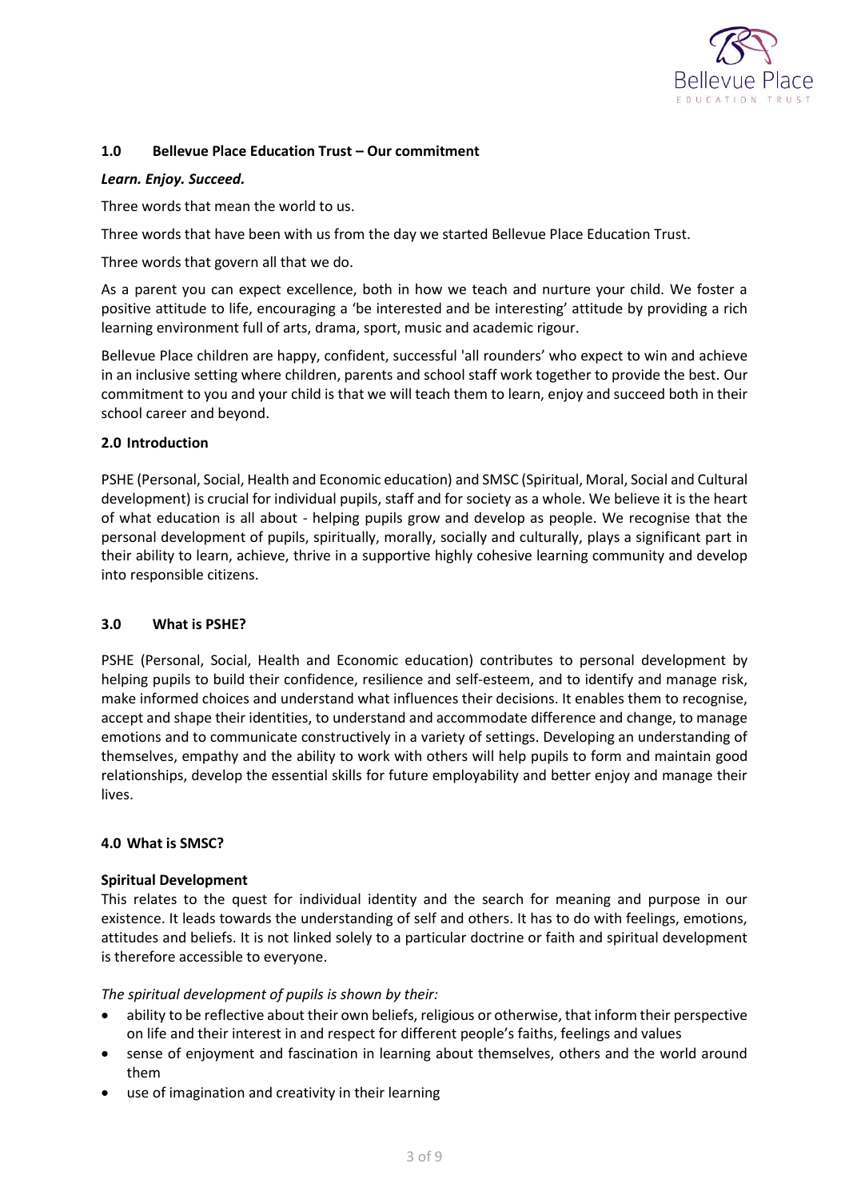## 1.0 Bellevue Place Education Trust – Our commitment

***Learn. Enjoy. Succeed.***

Three words that mean the world to us.

Three words that have been with us from the day we started Bellevue Place Education Trust.

Three words that govern all that we do.

As a parent you can expect excellence, both in how we teach and nurture your child. We foster a positive attitude to life, encouraging a 'be interested and be interesting' attitude by providing a rich learning environment full of arts, drama, sport, music and academic rigour.

Bellevue Place children are happy, confident, successful 'all rounders' who expect to win and achieve in an inclusive setting where children, parents and school staff work together to provide the best. Our commitment to you and your child is that we will teach them to learn, enjoy and succeed both in their school career and beyond.

## 2.0 Introduction

PSHE (Personal, Social, Health and Economic education) and SMSC (Spiritual, Moral, Social and Cultural development) is crucial for individual pupils, staff and for society as a whole. We believe it is the heart of what education is all about - helping pupils grow and develop as people. We recognise that the personal development of pupils, spiritually, morally, socially and culturally, plays a significant part in their ability to learn, achieve, thrive in a supportive highly cohesive learning community and develop into responsible citizens.

## 3.0 What is PSHE?

PSHE (Personal, Social, Health and Economic education) contributes to personal development by helping pupils to build their confidence, resilience and self-esteem, and to identify and manage risk, make informed choices and understand what influences their decisions. It enables them to recognise, accept and shape their identities, to understand and accommodate difference and change, to manage emotions and to communicate constructively in a variety of settings. Developing an understanding of themselves, empathy and the ability to work with others will help pupils to form and maintain good relationships, develop the essential skills for future employability and better enjoy and manage their lives.

## 4.0 What is SMSC?

### Spiritual Development

This relates to the quest for individual identity and the search for meaning and purpose in our existence. It leads towards the understanding of self and others. It has to do with feelings, emotions, attitudes and beliefs. It is not linked solely to a particular doctrine or faith and spiritual development is therefore accessible to everyone.

*The spiritual development of pupils is shown by their:*

- ability to be reflective about their own beliefs, religious or otherwise, that inform their perspective on life and their interest in and respect for different people's faiths, feelings and values
- sense of enjoyment and fascination in learning about themselves, others and the world around them
- use of imagination and creativity in their learning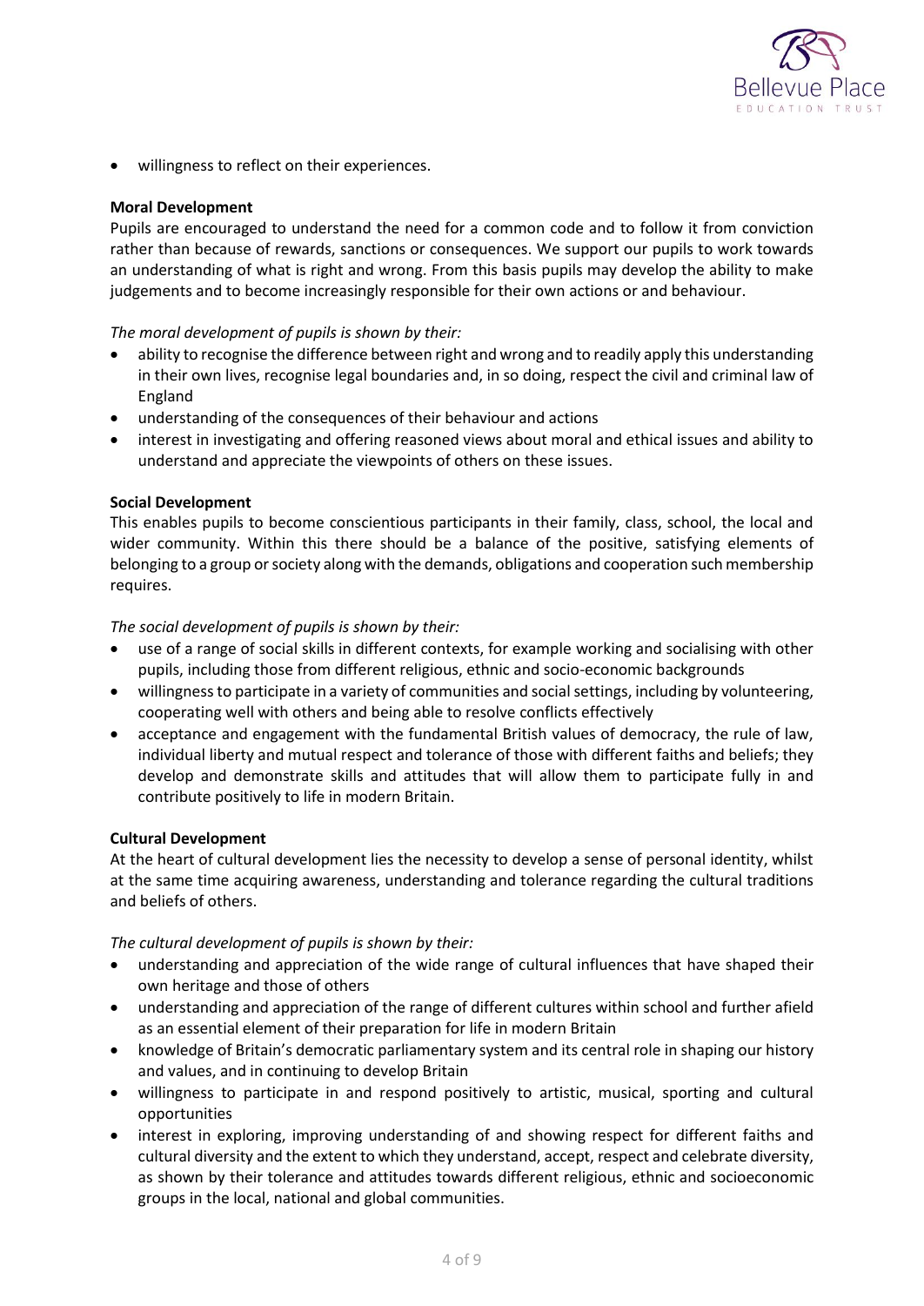- willingness to reflect on their experiences.

**Moral Development**

Pupils are encouraged to understand the need for a common code and to follow it from conviction rather than because of rewards, sanctions or consequences. We support our pupils to work towards an understanding of what is right and wrong. From this basis pupils may develop the ability to make judgements and to become increasingly responsible for their own actions or and behaviour.

*The moral development of pupils is shown by their:*

- ability to recognise the difference between right and wrong and to readily apply this understanding in their own lives, recognise legal boundaries and, in so doing, respect the civil and criminal law of England
- understanding of the consequences of their behaviour and actions
- interest in investigating and offering reasoned views about moral and ethical issues and ability to understand and appreciate the viewpoints of others on these issues.

**Social Development**

This enables pupils to become conscientious participants in their family, class, school, the local and wider community. Within this there should be a balance of the positive, satisfying elements of belonging to a group or society along with the demands, obligations and cooperation such membership requires.

*The social development of pupils is shown by their:*

- use of a range of social skills in different contexts, for example working and socialising with other pupils, including those from different religious, ethnic and socio-economic backgrounds
- willingness to participate in a variety of communities and social settings, including by volunteering, cooperating well with others and being able to resolve conflicts effectively
- acceptance and engagement with the fundamental British values of democracy, the rule of law, individual liberty and mutual respect and tolerance of those with different faiths and beliefs; they develop and demonstrate skills and attitudes that will allow them to participate fully in and contribute positively to life in modern Britain.

**Cultural Development**

At the heart of cultural development lies the necessity to develop a sense of personal identity, whilst at the same time acquiring awareness, understanding and tolerance regarding the cultural traditions and beliefs of others.

*The cultural development of pupils is shown by their:*

- understanding and appreciation of the wide range of cultural influences that have shaped their own heritage and those of others
- understanding and appreciation of the range of different cultures within school and further afield as an essential element of their preparation for life in modern Britain
- knowledge of Britain's democratic parliamentary system and its central role in shaping our history and values, and in continuing to develop Britain
- willingness to participate in and respond positively to artistic, musical, sporting and cultural opportunities
- interest in exploring, improving understanding of and showing respect for different faiths and cultural diversity and the extent to which they understand, accept, respect and celebrate diversity, as shown by their tolerance and attitudes towards different religious, ethnic and socioeconomic groups in the local, national and global communities.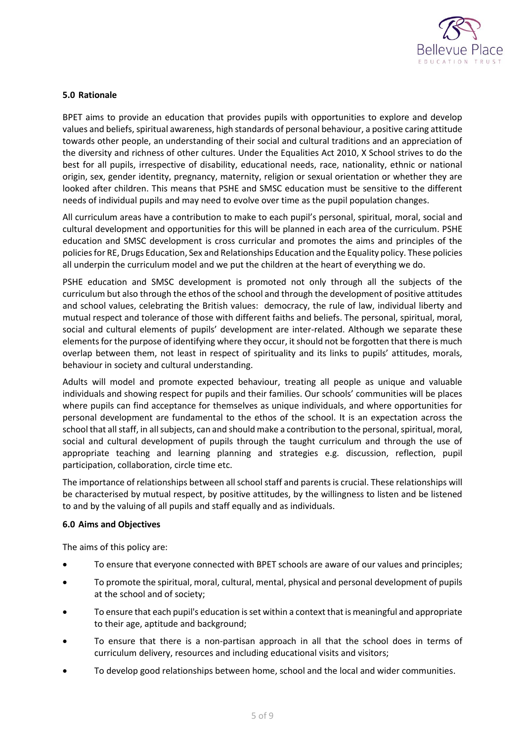### 5.0 Rationale

BPET aims to provide an education that provides pupils with opportunities to explore and develop values and beliefs, spiritual awareness, high standards of personal behaviour, a positive caring attitude towards other people, an understanding of their social and cultural traditions and an appreciation of the diversity and richness of other cultures. Under the Equalities Act 2010, X School strives to do the best for all pupils, irrespective of disability, educational needs, race, nationality, ethnic or national origin, sex, gender identity, pregnancy, maternity, religion or sexual orientation or whether they are looked after children. This means that PSHE and SMSC education must be sensitive to the different needs of individual pupils and may need to evolve over time as the pupil population changes.

All curriculum areas have a contribution to make to each pupil's personal, spiritual, moral, social and cultural development and opportunities for this will be planned in each area of the curriculum. PSHE education and SMSC development is cross curricular and promotes the aims and principles of the policies for RE, Drugs Education, Sex and Relationships Education and the Equality policy. These policies all underpin the curriculum model and we put the children at the heart of everything we do.

PSHE education and SMSC development is promoted not only through all the subjects of the curriculum but also through the ethos of the school and through the development of positive attitudes and school values, celebrating the British values: democracy, the rule of law, individual liberty and mutual respect and tolerance of those with different faiths and beliefs. The personal, spiritual, moral, social and cultural elements of pupils' development are inter-related. Although we separate these elements for the purpose of identifying where they occur, it should not be forgotten that there is much overlap between them, not least in respect of spirituality and its links to pupils' attitudes, morals, behaviour in society and cultural understanding.

Adults will model and promote expected behaviour, treating all people as unique and valuable individuals and showing respect for pupils and their families. Our schools' communities will be places where pupils can find acceptance for themselves as unique individuals, and where opportunities for personal development are fundamental to the ethos of the school. It is an expectation across the school that all staff, in all subjects, can and should make a contribution to the personal, spiritual, moral, social and cultural development of pupils through the taught curriculum and through the use of appropriate teaching and learning planning and strategies e.g. discussion, reflection, pupil participation, collaboration, circle time etc.

The importance of relationships between all school staff and parents is crucial. These relationships will be characterised by mutual respect, by positive attitudes, by the willingness to listen and be listened to and by the valuing of all pupils and staff equally and as individuals.

### 6.0 Aims and Objectives

The aims of this policy are:

- To ensure that everyone connected with BPET schools are aware of our values and principles;
- To promote the spiritual, moral, cultural, mental, physical and personal development of pupils at the school and of society;
- To ensure that each pupil's education is set within a context that is meaningful and appropriate to their age, aptitude and background;
- To ensure that there is a non-partisan approach in all that the school does in terms of curriculum delivery, resources and including educational visits and visitors;
- To develop good relationships between home, school and the local and wider communities.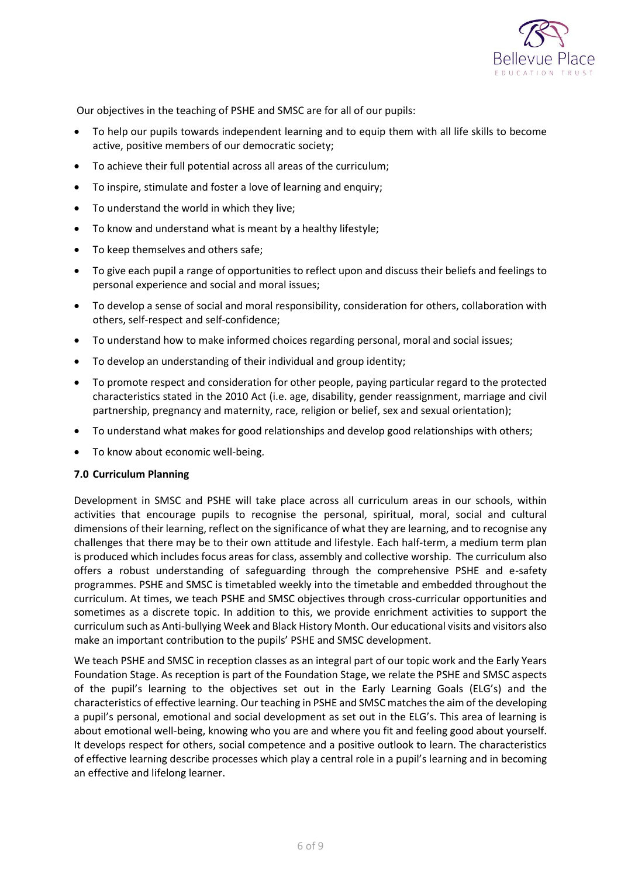Our objectives in the teaching of PSHE and SMSC are for all of our pupils:

- To help our pupils towards independent learning and to equip them with all life skills to become active, positive members of our democratic society;
- To achieve their full potential across all areas of the curriculum;
- To inspire, stimulate and foster a love of learning and enquiry;
- To understand the world in which they live;
- To know and understand what is meant by a healthy lifestyle;
- To keep themselves and others safe;
- To give each pupil a range of opportunities to reflect upon and discuss their beliefs and feelings to personal experience and social and moral issues;
- To develop a sense of social and moral responsibility, consideration for others, collaboration with others, self-respect and self-confidence;
- To understand how to make informed choices regarding personal, moral and social issues;
- To develop an understanding of their individual and group identity;
- To promote respect and consideration for other people, paying particular regard to the protected characteristics stated in the 2010 Act (i.e. age, disability, gender reassignment, marriage and civil partnership, pregnancy and maternity, race, religion or belief, sex and sexual orientation);
- To understand what makes for good relationships and develop good relationships with others;
- To know about economic well-being.

**7.0 Curriculum Planning**

Development in SMSC and PSHE will take place across all curriculum areas in our schools, within activities that encourage pupils to recognise the personal, spiritual, moral, social and cultural dimensions of their learning, reflect on the significance of what they are learning, and to recognise any challenges that there may be to their own attitude and lifestyle. Each half-term, a medium term plan is produced which includes focus areas for class, assembly and collective worship. The curriculum also offers a robust understanding of safeguarding through the comprehensive PSHE and e-safety programmes. PSHE and SMSC is timetabled weekly into the timetable and embedded throughout the curriculum. At times, we teach PSHE and SMSC objectives through cross-curricular opportunities and sometimes as a discrete topic. In addition to this, we provide enrichment activities to support the curriculum such as Anti-bullying Week and Black History Month. Our educational visits and visitors also make an important contribution to the pupils' PSHE and SMSC development.

We teach PSHE and SMSC in reception classes as an integral part of our topic work and the Early Years Foundation Stage. As reception is part of the Foundation Stage, we relate the PSHE and SMSC aspects of the pupil's learning to the objectives set out in the Early Learning Goals (ELG's) and the characteristics of effective learning. Our teaching in PSHE and SMSC matches the aim of the developing a pupil's personal, emotional and social development as set out in the ELG's. This area of learning is about emotional well-being, knowing who you are and where you fit and feeling good about yourself. It develops respect for others, social competence and a positive outlook to learn. The characteristics of effective learning describe processes which play a central role in a pupil's learning and in becoming an effective and lifelong learner.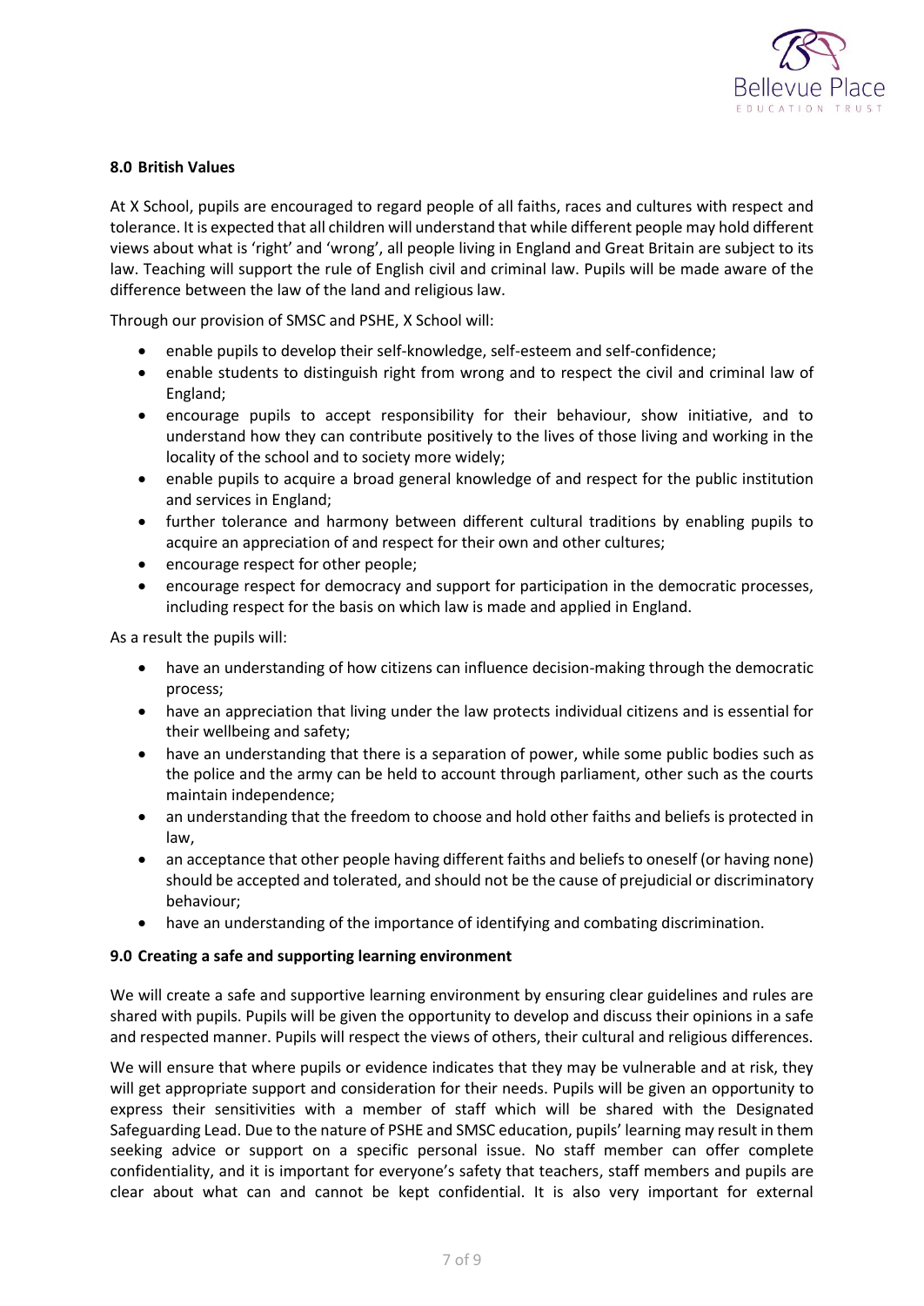### 8.0 British Values

At X School, pupils are encouraged to regard people of all faiths, races and cultures with respect and tolerance. It is expected that all children will understand that while different people may hold different views about what is 'right' and 'wrong', all people living in England and Great Britain are subject to its law. Teaching will support the rule of English civil and criminal law. Pupils will be made aware of the difference between the law of the land and religious law.

Through our provision of SMSC and PSHE, X School will:

- enable pupils to develop their self-knowledge, self-esteem and self-confidence;
- enable students to distinguish right from wrong and to respect the civil and criminal law of England;
- encourage pupils to accept responsibility for their behaviour, show initiative, and to understand how they can contribute positively to the lives of those living and working in the locality of the school and to society more widely;
- enable pupils to acquire a broad general knowledge of and respect for the public institution and services in England;
- further tolerance and harmony between different cultural traditions by enabling pupils to acquire an appreciation of and respect for their own and other cultures;
- encourage respect for other people;
- encourage respect for democracy and support for participation in the democratic processes, including respect for the basis on which law is made and applied in England.

As a result the pupils will:

- have an understanding of how citizens can influence decision-making through the democratic process;
- have an appreciation that living under the law protects individual citizens and is essential for their wellbeing and safety;
- have an understanding that there is a separation of power, while some public bodies such as the police and the army can be held to account through parliament, other such as the courts maintain independence;
- an understanding that the freedom to choose and hold other faiths and beliefs is protected in law,
- an acceptance that other people having different faiths and beliefs to oneself (or having none) should be accepted and tolerated, and should not be the cause of prejudicial or discriminatory behaviour;
- have an understanding of the importance of identifying and combating discrimination.

### 9.0 Creating a safe and supporting learning environment

We will create a safe and supportive learning environment by ensuring clear guidelines and rules are shared with pupils. Pupils will be given the opportunity to develop and discuss their opinions in a safe and respected manner. Pupils will respect the views of others, their cultural and religious differences.

We will ensure that where pupils or evidence indicates that they may be vulnerable and at risk, they will get appropriate support and consideration for their needs. Pupils will be given an opportunity to express their sensitivities with a member of staff which will be shared with the Designated Safeguarding Lead. Due to the nature of PSHE and SMSC education, pupils' learning may result in them seeking advice or support on a specific personal issue. No staff member can offer complete confidentiality, and it is important for everyone's safety that teachers, staff members and pupils are clear about what can and cannot be kept confidential. It is also very important for external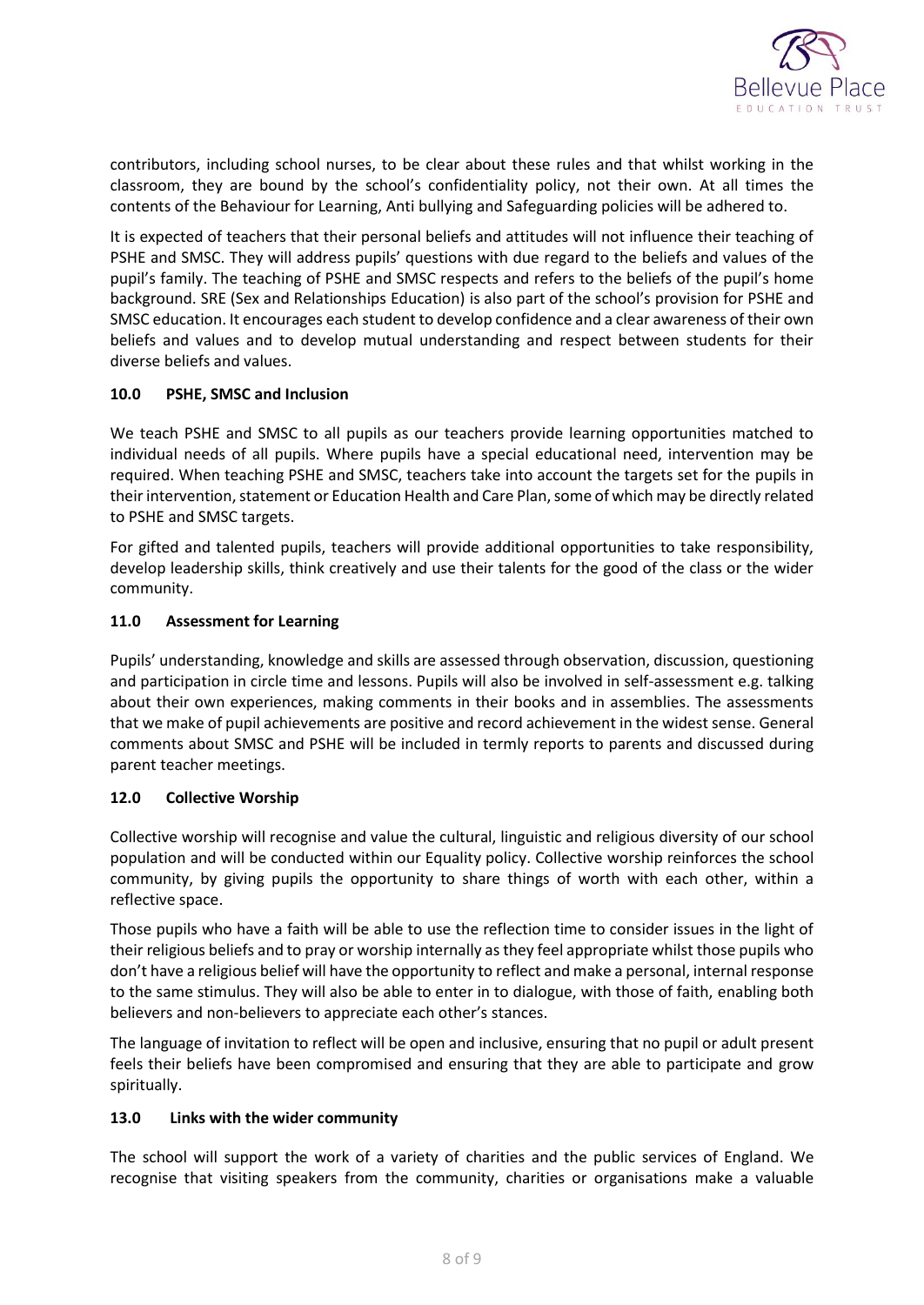contributors, including school nurses, to be clear about these rules and that whilst working in the classroom, they are bound by the school's confidentiality policy, not their own. At all times the contents of the Behaviour for Learning, Anti bullying and Safeguarding policies will be adhered to.

It is expected of teachers that their personal beliefs and attitudes will not influence their teaching of PSHE and SMSC. They will address pupils' questions with due regard to the beliefs and values of the pupil's family. The teaching of PSHE and SMSC respects and refers to the beliefs of the pupil's home background. SRE (Sex and Relationships Education) is also part of the school's provision for PSHE and SMSC education. It encourages each student to develop confidence and a clear awareness of their own beliefs and values and to develop mutual understanding and respect between students for their diverse beliefs and values.

### 10.0 PSHE, SMSC and Inclusion

We teach PSHE and SMSC to all pupils as our teachers provide learning opportunities matched to individual needs of all pupils. Where pupils have a special educational need, intervention may be required. When teaching PSHE and SMSC, teachers take into account the targets set for the pupils in their intervention, statement or Education Health and Care Plan, some of which may be directly related to PSHE and SMSC targets.

For gifted and talented pupils, teachers will provide additional opportunities to take responsibility, develop leadership skills, think creatively and use their talents for the good of the class or the wider community.

### 11.0 Assessment for Learning

Pupils' understanding, knowledge and skills are assessed through observation, discussion, questioning and participation in circle time and lessons. Pupils will also be involved in self-assessment e.g. talking about their own experiences, making comments in their books and in assemblies. The assessments that we make of pupil achievements are positive and record achievement in the widest sense. General comments about SMSC and PSHE will be included in termly reports to parents and discussed during parent teacher meetings.

### 12.0 Collective Worship

Collective worship will recognise and value the cultural, linguistic and religious diversity of our school population and will be conducted within our Equality policy. Collective worship reinforces the school community, by giving pupils the opportunity to share things of worth with each other, within a reflective space.

Those pupils who have a faith will be able to use the reflection time to consider issues in the light of their religious beliefs and to pray or worship internally as they feel appropriate whilst those pupils who don't have a religious belief will have the opportunity to reflect and make a personal, internal response to the same stimulus. They will also be able to enter in to dialogue, with those of faith, enabling both believers and non-believers to appreciate each other's stances.

The language of invitation to reflect will be open and inclusive, ensuring that no pupil or adult present feels their beliefs have been compromised and ensuring that they are able to participate and grow spiritually.

### 13.0 Links with the wider community

The school will support the work of a variety of charities and the public services of England. We recognise that visiting speakers from the community, charities or organisations make a valuable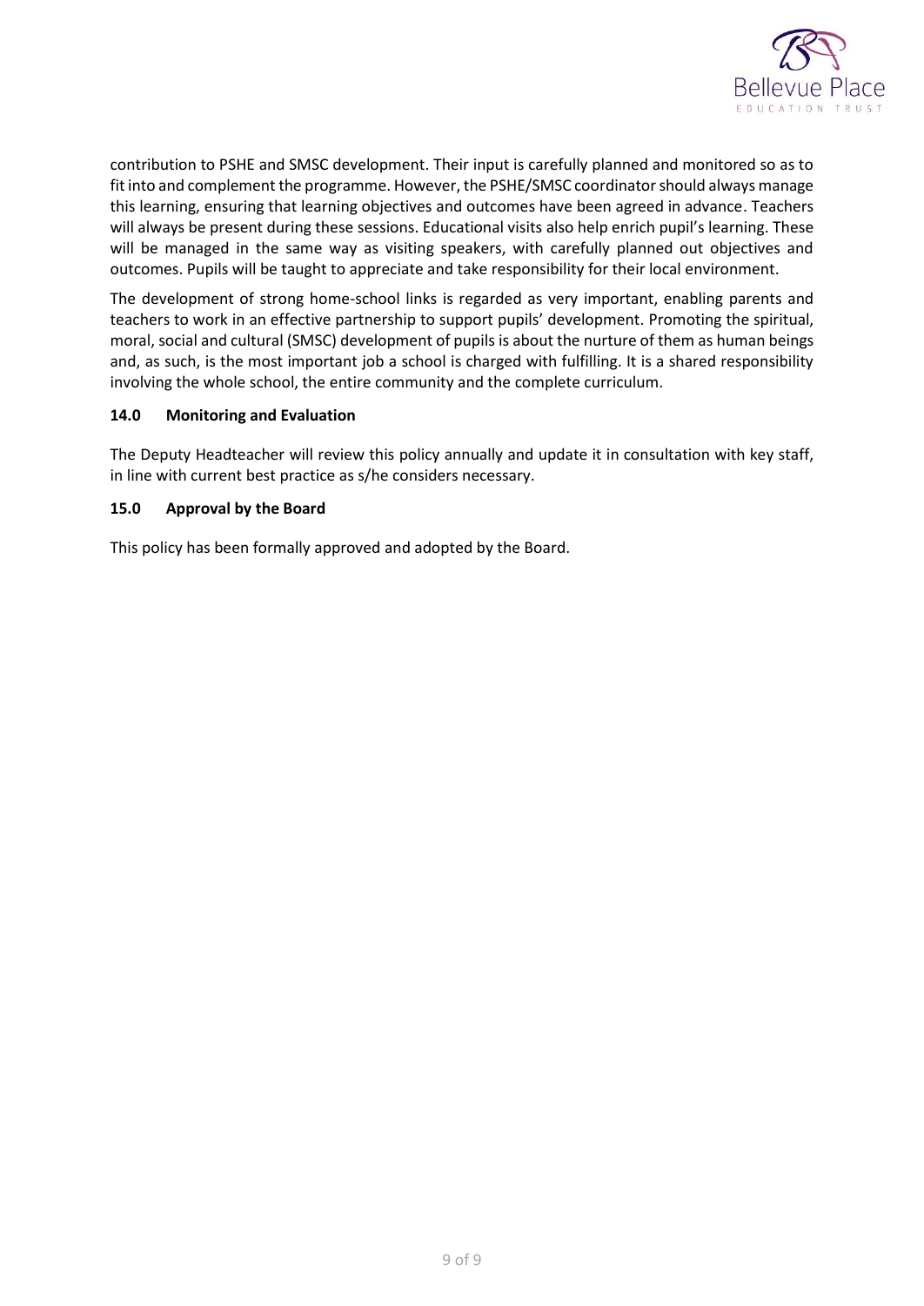contribution to PSHE and SMSC development. Their input is carefully planned and monitored so as to fit into and complement the programme. However, the PSHE/SMSC coordinator should always manage this learning, ensuring that learning objectives and outcomes have been agreed in advance. Teachers will always be present during these sessions. Educational visits also help enrich pupil's learning. These will be managed in the same way as visiting speakers, with carefully planned out objectives and outcomes. Pupils will be taught to appreciate and take responsibility for their local environment.

The development of strong home-school links is regarded as very important, enabling parents and teachers to work in an effective partnership to support pupils' development. Promoting the spiritual, moral, social and cultural (SMSC) development of pupils is about the nurture of them as human beings and, as such, is the most important job a school is charged with fulfilling. It is a shared responsibility involving the whole school, the entire community and the complete curriculum.

### 14.0 Monitoring and Evaluation

The Deputy Headteacher will review this policy annually and update it in consultation with key staff, in line with current best practice as s/he considers necessary.

### 15.0 Approval by the Board

This policy has been formally approved and adopted by the Board.